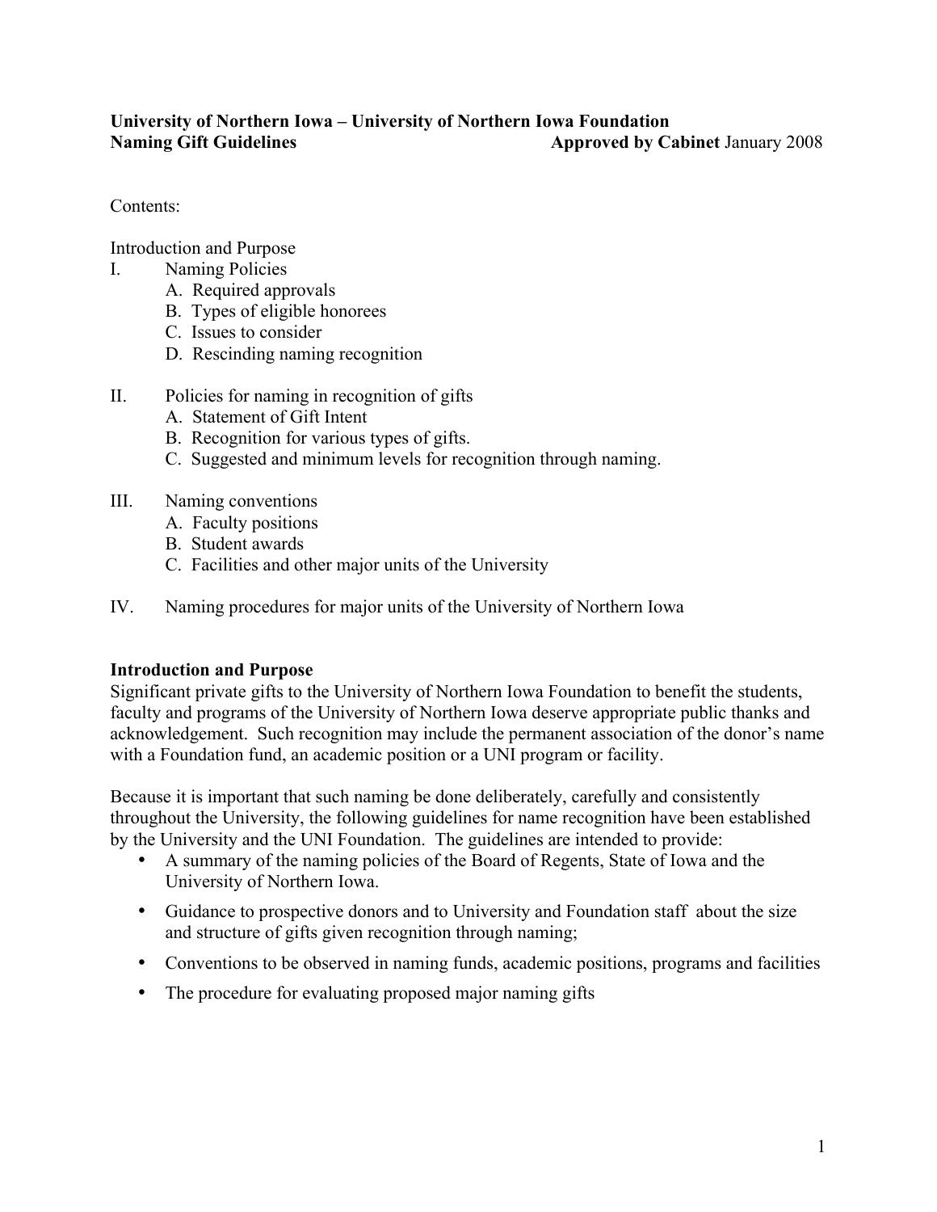**University of Northern Iowa – University of Northern Iowa Foundation**
**Naming Gift Guidelines** **Approved by Cabinet** January 2008

Contents:

Introduction and Purpose

I. Naming Policies
   - A. Required approvals
   - B. Types of eligible honorees
   - C. Issues to consider
   - D. Rescinding naming recognition

II. Policies for naming in recognition of gifts
   - A. Statement of Gift Intent
   - B. Recognition for various types of gifts.
   - C. Suggested and minimum levels for recognition through naming.

III. Naming conventions
   - A. Faculty positions
   - B. Student awards
   - C. Facilities and other major units of the University

IV. Naming procedures for major units of the University of Northern Iowa

## Introduction and Purpose

Significant private gifts to the University of Northern Iowa Foundation to benefit the students, faculty and programs of the University of Northern Iowa deserve appropriate public thanks and acknowledgement. Such recognition may include the permanent association of the donor's name with a Foundation fund, an academic position or a UNI program or facility.

Because it is important that such naming be done deliberately, carefully and consistently throughout the University, the following guidelines for name recognition have been established by the University and the UNI Foundation. The guidelines are intended to provide:

- A summary of the naming policies of the Board of Regents, State of Iowa and the University of Northern Iowa.
- Guidance to prospective donors and to University and Foundation staff about the size and structure of gifts given recognition through naming;
- Conventions to be observed in naming funds, academic positions, programs and facilities
- The procedure for evaluating proposed major naming gifts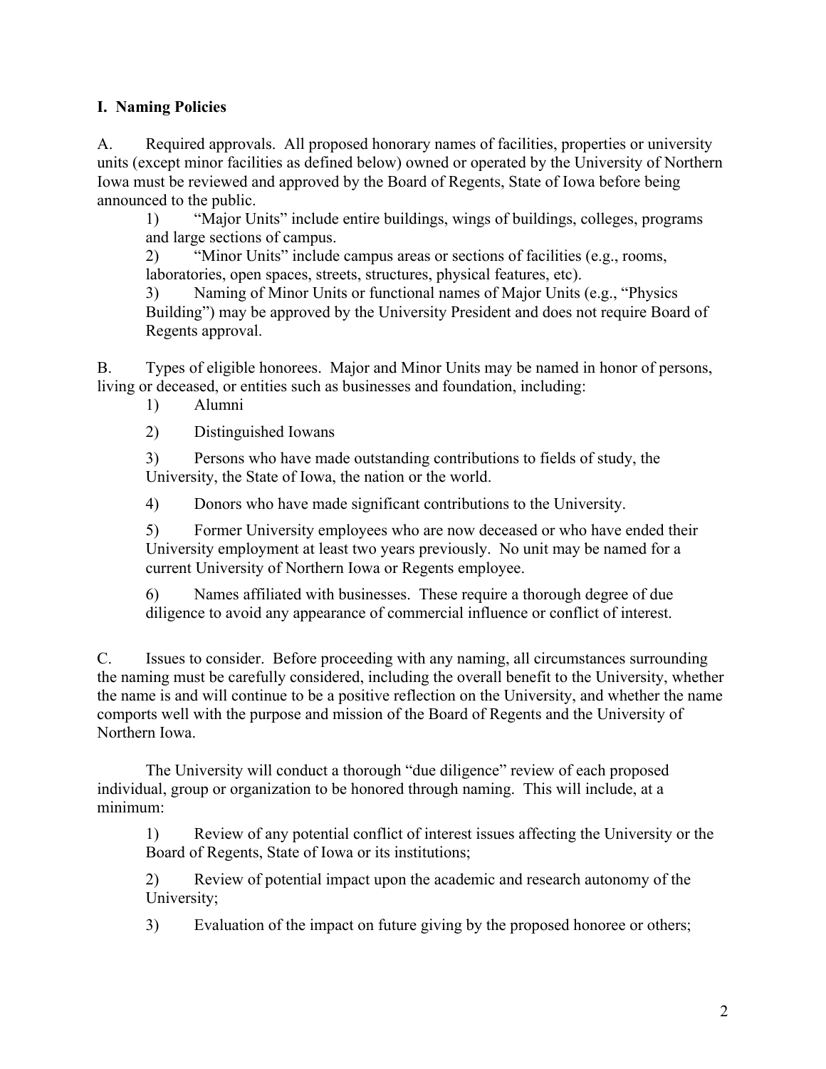## I. Naming Policies

A. Required approvals. All proposed honorary names of facilities, properties or university units (except minor facilities as defined below) owned or operated by the University of Northern Iowa must be reviewed and approved by the Board of Regents, State of Iowa before being announced to the public.

1) "Major Units" include entire buildings, wings of buildings, colleges, programs and large sections of campus.

2) "Minor Units" include campus areas or sections of facilities (e.g., rooms, laboratories, open spaces, streets, structures, physical features, etc).

3) Naming of Minor Units or functional names of Major Units (e.g., "Physics Building") may be approved by the University President and does not require Board of Regents approval.

B. Types of eligible honorees. Major and Minor Units may be named in honor of persons, living or deceased, or entities such as businesses and foundation, including:

1) Alumni

2) Distinguished Iowans

3) Persons who have made outstanding contributions to fields of study, the University, the State of Iowa, the nation or the world.

4) Donors who have made significant contributions to the University.

5) Former University employees who are now deceased or who have ended their University employment at least two years previously. No unit may be named for a current University of Northern Iowa or Regents employee.

6) Names affiliated with businesses. These require a thorough degree of due diligence to avoid any appearance of commercial influence or conflict of interest.

C. Issues to consider. Before proceeding with any naming, all circumstances surrounding the naming must be carefully considered, including the overall benefit to the University, whether the name is and will continue to be a positive reflection on the University, and whether the name comports well with the purpose and mission of the Board of Regents and the University of Northern Iowa.

The University will conduct a thorough "due diligence" review of each proposed individual, group or organization to be honored through naming. This will include, at a minimum:

1) Review of any potential conflict of interest issues affecting the University or the Board of Regents, State of Iowa or its institutions;

2) Review of potential impact upon the academic and research autonomy of the University;

3) Evaluation of the impact on future giving by the proposed honoree or others;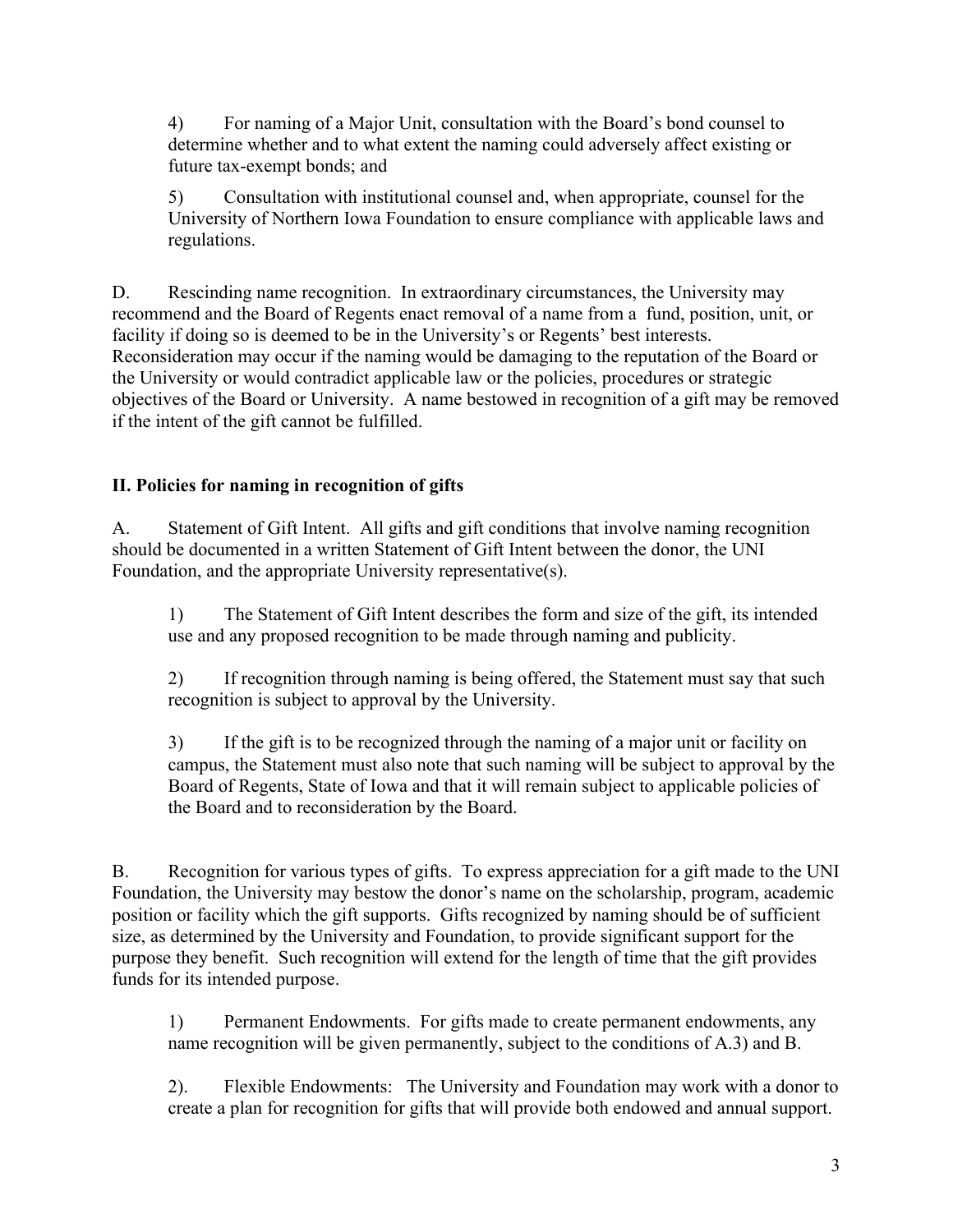4) For naming of a Major Unit, consultation with the Board's bond counsel to determine whether and to what extent the naming could adversely affect existing or future tax-exempt bonds; and

5) Consultation with institutional counsel and, when appropriate, counsel for the University of Northern Iowa Foundation to ensure compliance with applicable laws and regulations.

D. Rescinding name recognition. In extraordinary circumstances, the University may recommend and the Board of Regents enact removal of a name from a fund, position, unit, or facility if doing so is deemed to be in the University's or Regents' best interests. Reconsideration may occur if the naming would be damaging to the reputation of the Board or the University or would contradict applicable law or the policies, procedures or strategic objectives of the Board or University. A name bestowed in recognition of a gift may be removed if the intent of the gift cannot be fulfilled.

**II. Policies for naming in recognition of gifts**

A. Statement of Gift Intent. All gifts and gift conditions that involve naming recognition should be documented in a written Statement of Gift Intent between the donor, the UNI Foundation, and the appropriate University representative(s).

1) The Statement of Gift Intent describes the form and size of the gift, its intended use and any proposed recognition to be made through naming and publicity.

2) If recognition through naming is being offered, the Statement must say that such recognition is subject to approval by the University.

3) If the gift is to be recognized through the naming of a major unit or facility on campus, the Statement must also note that such naming will be subject to approval by the Board of Regents, State of Iowa and that it will remain subject to applicable policies of the Board and to reconsideration by the Board.

B. Recognition for various types of gifts. To express appreciation for a gift made to the UNI Foundation, the University may bestow the donor's name on the scholarship, program, academic position or facility which the gift supports. Gifts recognized by naming should be of sufficient size, as determined by the University and Foundation, to provide significant support for the purpose they benefit. Such recognition will extend for the length of time that the gift provides funds for its intended purpose.

1) Permanent Endowments. For gifts made to create permanent endowments, any name recognition will be given permanently, subject to the conditions of A.3) and B.

2). Flexible Endowments: The University and Foundation may work with a donor to create a plan for recognition for gifts that will provide both endowed and annual support.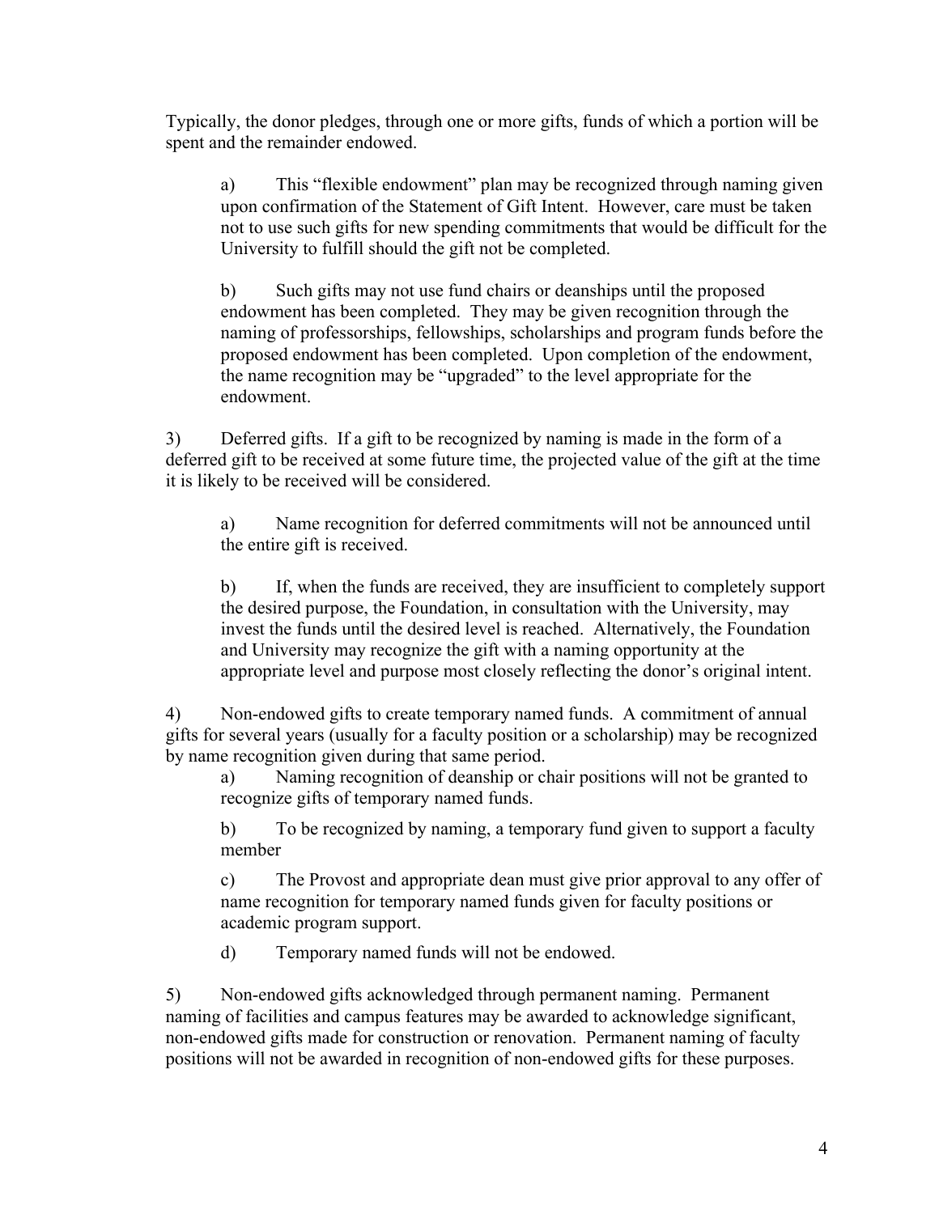Typically, the donor pledges, through one or more gifts, funds of which a portion will be spent and the remainder endowed.

> a) This "flexible endowment" plan may be recognized through naming given upon confirmation of the Statement of Gift Intent. However, care must be taken not to use such gifts for new spending commitments that would be difficult for the University to fulfill should the gift not be completed.
>
> b) Such gifts may not use fund chairs or deanships until the proposed endowment has been completed. They may be given recognition through the naming of professorships, fellowships, scholarships and program funds before the proposed endowment has been completed. Upon completion of the endowment, the name recognition may be "upgraded" to the level appropriate for the endowment.

3) Deferred gifts. If a gift to be recognized by naming is made in the form of a deferred gift to be received at some future time, the projected value of the gift at the time it is likely to be received will be considered.

> a) Name recognition for deferred commitments will not be announced until the entire gift is received.
>
> b) If, when the funds are received, they are insufficient to completely support the desired purpose, the Foundation, in consultation with the University, may invest the funds until the desired level is reached. Alternatively, the Foundation and University may recognize the gift with a naming opportunity at the appropriate level and purpose most closely reflecting the donor's original intent.

4) Non-endowed gifts to create temporary named funds. A commitment of annual gifts for several years (usually for a faculty position or a scholarship) may be recognized by name recognition given during that same period.

> a) Naming recognition of deanship or chair positions will not be granted to recognize gifts of temporary named funds.
>
> b) To be recognized by naming, a temporary fund given to support a faculty member
>
> c) The Provost and appropriate dean must give prior approval to any offer of name recognition for temporary named funds given for faculty positions or academic program support.
>
> d) Temporary named funds will not be endowed.

5) Non-endowed gifts acknowledged through permanent naming. Permanent naming of facilities and campus features may be awarded to acknowledge significant, non-endowed gifts made for construction or renovation. Permanent naming of faculty positions will not be awarded in recognition of non-endowed gifts for these purposes.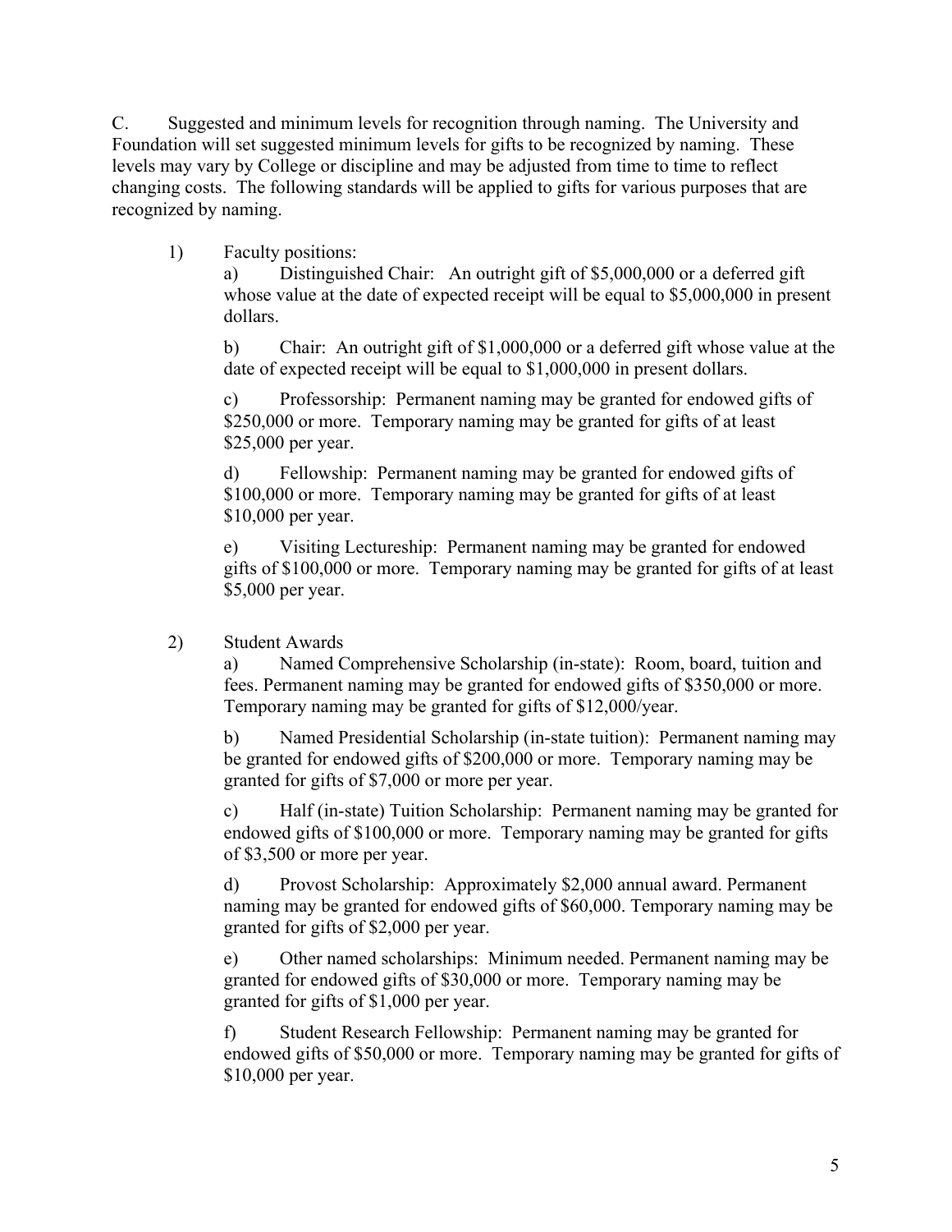C. Suggested and minimum levels for recognition through naming. The University and Foundation will set suggested minimum levels for gifts to be recognized by naming. These levels may vary by College or discipline and may be adjusted from time to time to reflect changing costs. The following standards will be applied to gifts for various purposes that are recognized by naming.

1) Faculty positions:

   a) Distinguished Chair: An outright gift of $5,000,000 or a deferred gift whose value at the date of expected receipt will be equal to $5,000,000 in present dollars.

   b) Chair: An outright gift of $1,000,000 or a deferred gift whose value at the date of expected receipt will be equal to $1,000,000 in present dollars.

   c) Professorship: Permanent naming may be granted for endowed gifts of $250,000 or more. Temporary naming may be granted for gifts of at least $25,000 per year.

   d) Fellowship: Permanent naming may be granted for endowed gifts of $100,000 or more. Temporary naming may be granted for gifts of at least $10,000 per year.

   e) Visiting Lectureship: Permanent naming may be granted for endowed gifts of $100,000 or more. Temporary naming may be granted for gifts of at least $5,000 per year.

2) Student Awards

   a) Named Comprehensive Scholarship (in-state): Room, board, tuition and fees. Permanent naming may be granted for endowed gifts of $350,000 or more. Temporary naming may be granted for gifts of $12,000/year.

   b) Named Presidential Scholarship (in-state tuition): Permanent naming may be granted for endowed gifts of $200,000 or more. Temporary naming may be granted for gifts of $7,000 or more per year.

   c) Half (in-state) Tuition Scholarship: Permanent naming may be granted for endowed gifts of $100,000 or more. Temporary naming may be granted for gifts of $3,500 or more per year.

   d) Provost Scholarship: Approximately $2,000 annual award. Permanent naming may be granted for endowed gifts of $60,000. Temporary naming may be granted for gifts of $2,000 per year.

   e) Other named scholarships: Minimum needed. Permanent naming may be granted for endowed gifts of $30,000 or more. Temporary naming may be granted for gifts of $1,000 per year.

   f) Student Research Fellowship: Permanent naming may be granted for endowed gifts of $50,000 or more. Temporary naming may be granted for gifts of $10,000 per year.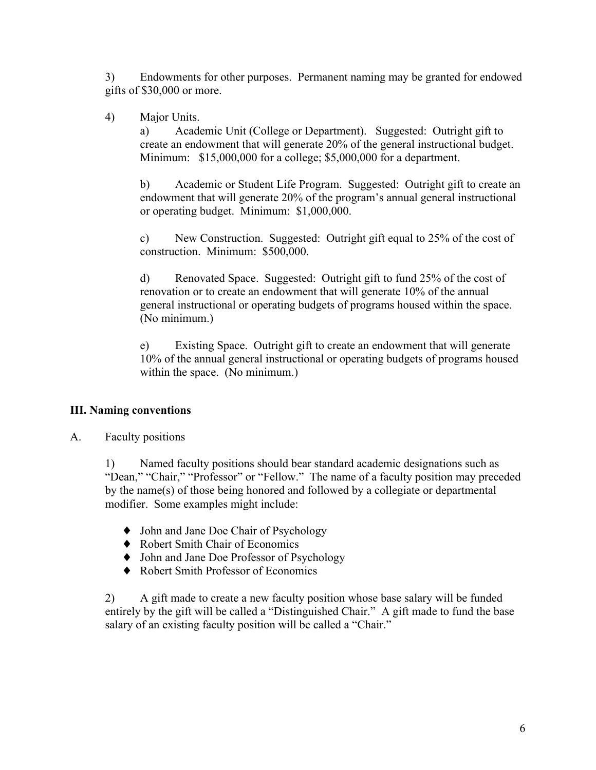3) Endowments for other purposes. Permanent naming may be granted for endowed gifts of $30,000 or more.

4) Major Units.

a) Academic Unit (College or Department). Suggested: Outright gift to create an endowment that will generate 20% of the general instructional budget. Minimum: $15,000,000 for a college; $5,000,000 for a department.

b) Academic or Student Life Program. Suggested: Outright gift to create an endowment that will generate 20% of the program's annual general instructional or operating budget. Minimum: $1,000,000.

c) New Construction. Suggested: Outright gift equal to 25% of the cost of construction. Minimum: $500,000.

d) Renovated Space. Suggested: Outright gift to fund 25% of the cost of renovation or to create an endowment that will generate 10% of the annual general instructional or operating budgets of programs housed within the space. (No minimum.)

e) Existing Space. Outright gift to create an endowment that will generate 10% of the annual general instructional or operating budgets of programs housed within the space. (No minimum.)

## III. Naming conventions

A. Faculty positions

1) Named faculty positions should bear standard academic designations such as "Dean," "Chair," "Professor" or "Fellow." The name of a faculty position may preceded by the name(s) of those being honored and followed by a collegiate or departmental modifier. Some examples might include:

- John and Jane Doe Chair of Psychology
- Robert Smith Chair of Economics
- John and Jane Doe Professor of Psychology
- Robert Smith Professor of Economics

2) A gift made to create a new faculty position whose base salary will be funded entirely by the gift will be called a "Distinguished Chair." A gift made to fund the base salary of an existing faculty position will be called a "Chair."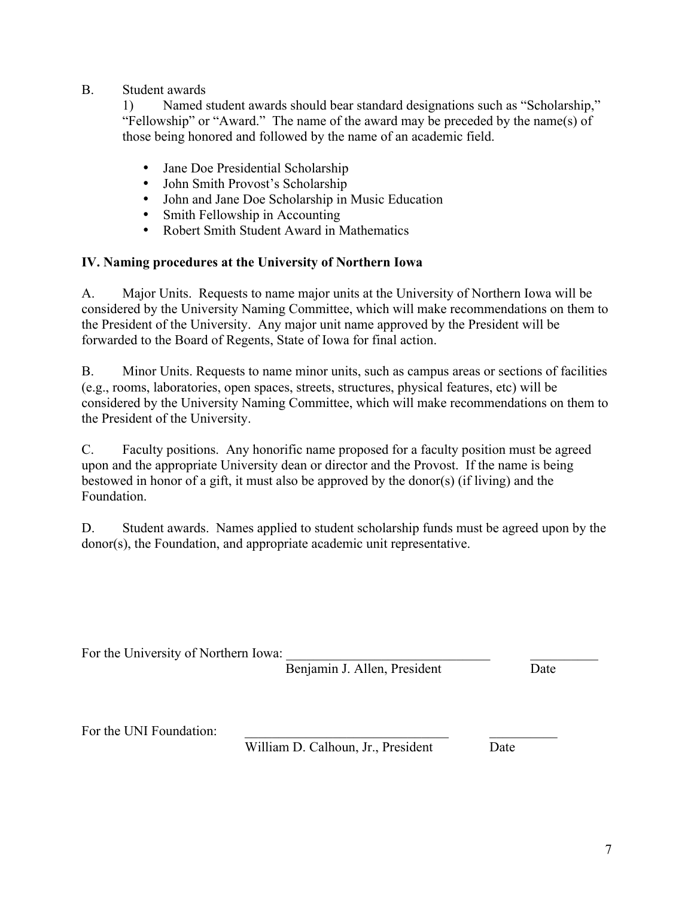B. Student awards

1) Named student awards should bear standard designations such as "Scholarship," "Fellowship" or "Award." The name of the award may be preceded by the name(s) of those being honored and followed by the name of an academic field.

- Jane Doe Presidential Scholarship
- John Smith Provost's Scholarship
- John and Jane Doe Scholarship in Music Education
- Smith Fellowship in Accounting
- Robert Smith Student Award in Mathematics

**IV. Naming procedures at the University of Northern Iowa**

A. Major Units. Requests to name major units at the University of Northern Iowa will be considered by the University Naming Committee, which will make recommendations on them to the President of the University. Any major unit name approved by the President will be forwarded to the Board of Regents, State of Iowa for final action.

B. Minor Units. Requests to name minor units, such as campus areas or sections of facilities (e.g., rooms, laboratories, open spaces, streets, structures, physical features, etc) will be considered by the University Naming Committee, which will make recommendations on them to the President of the University.

C. Faculty positions. Any honorific name proposed for a faculty position must be agreed upon and the appropriate University dean or director and the Provost. If the name is being bestowed in honor of a gift, it must also be approved by the donor(s) (if living) and the Foundation.

D. Student awards. Names applied to student scholarship funds must be agreed upon by the donor(s), the Foundation, and appropriate academic unit representative.

For the University of Northern Iowa: ______________________________ __________
Benjamin J. Allen, President Date

For the UNI Foundation: ______________________________ __________
William D. Calhoun, Jr., President Date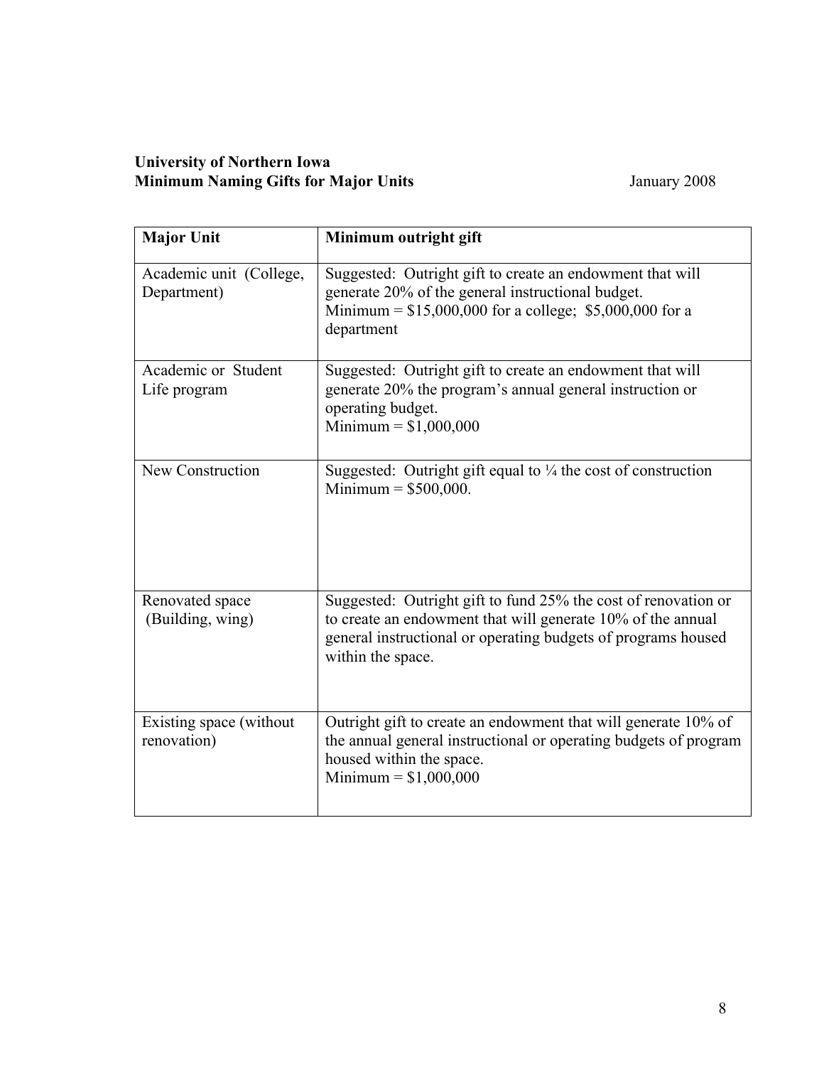**University of Northern Iowa**
**Minimum Naming Gifts for Major Units** January 2008

| Major Unit | Minimum outright gift |
|---|---|
| Academic unit (College, Department) | Suggested: Outright gift to create an endowment that will generate 20% of the general instructional budget.<br>Minimum = \$15,000,000 for a college; \$5,000,000 for a department |
| Academic or Student Life program | Suggested: Outright gift to create an endowment that will generate 20% the program's annual general instruction or operating budget.<br>Minimum = \$1,000,000 |
| New Construction | Suggested: Outright gift equal to ¼ the cost of construction<br>Minimum = \$500,000. |
| Renovated space (Building, wing) | Suggested: Outright gift to fund 25% the cost of renovation or to create an endowment that will generate 10% of the annual general instructional or operating budgets of programs housed within the space. |
| Existing space (without renovation) | Outright gift to create an endowment that will generate 10% of the annual general instructional or operating budgets of program housed within the space.<br>Minimum = \$1,000,000 |